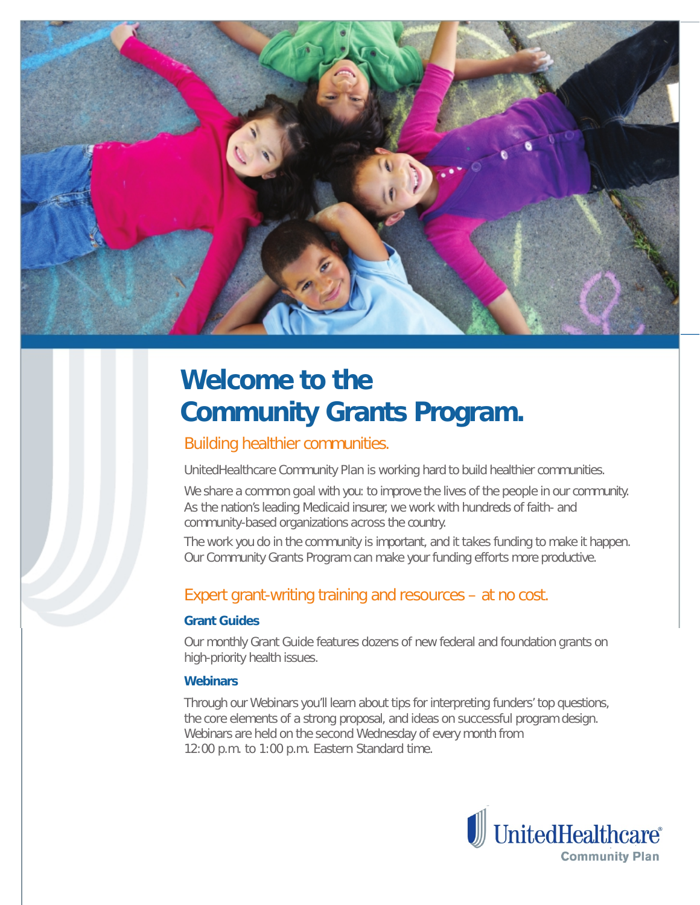# Welcome to the Community Grants Program.

## Building healthier communities.

UnitedHealthcare Community Plan is working hard to build healthier communities.

We share a common goal with you: to improve the lives of the people in our community. As the nation's leading Medicaid insurer, we work with hundreds of faith- and community-based organizations across the country.

The work you do in the community is important, and it takes funding to make it happen. Our Community Grants Program can make your funding efforts more productive.

## Expert grant-writing training and resources – at no cost.

### Grant Guides

Our monthly Grant Guide features dozens of new federal and foundation grants on high-priority health issues.

### Webinars

Through our Webinars you'll learn about tips for interpreting funders' top questions, the core elements of a strong proposal, and ideas on successful program design. Webinars are held on the second Wednesday of every month from 12:00 p.m. to 1:00 p.m. Eastern Standard time.

UnitedHealthcare®
Community Plan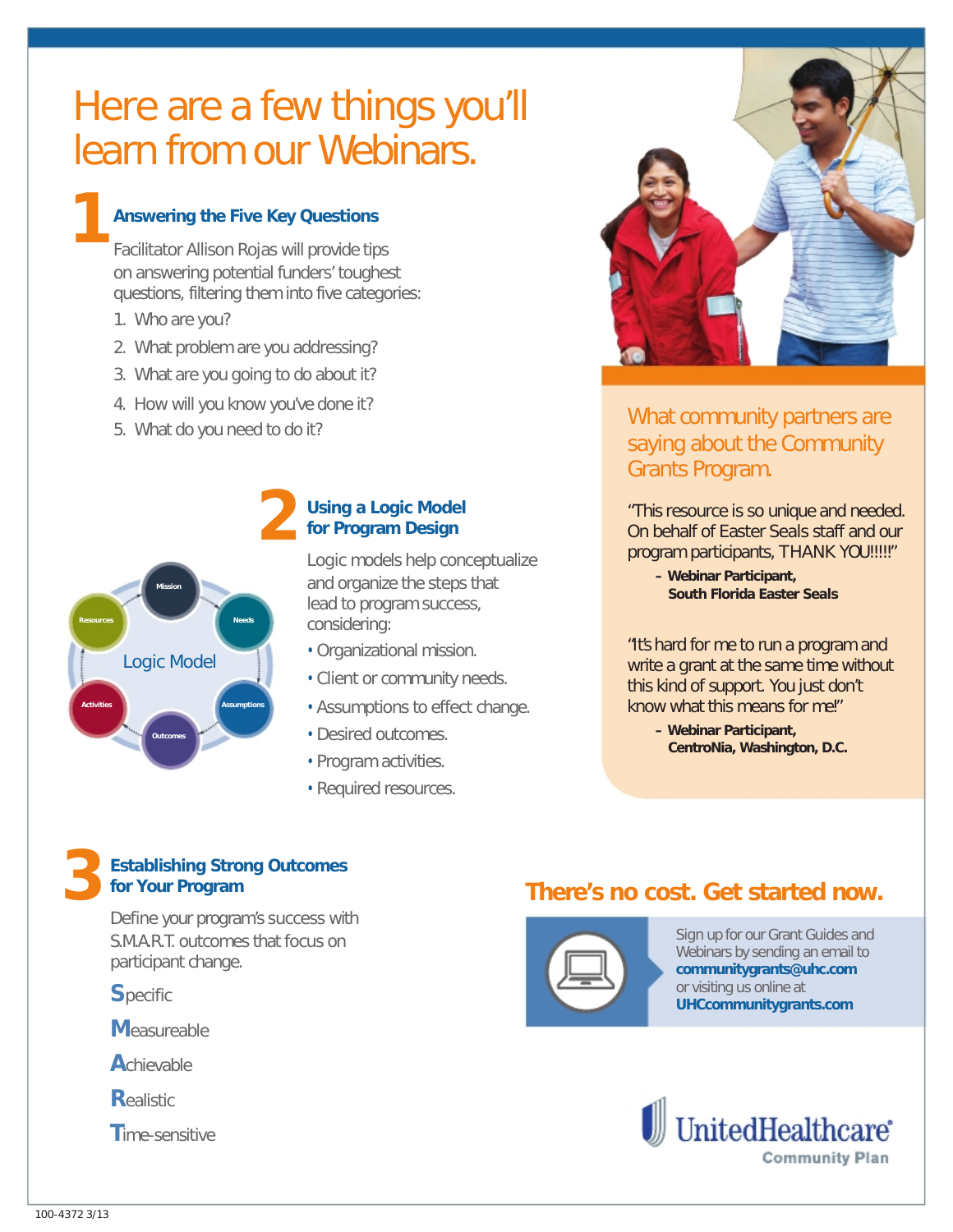# Here are a few things you'll learn from our Webinars.

## 1 Answering the Five Key Questions

Facilitator Allison Rojas will provide tips on answering potential funders' toughest questions, filtering them into five categories:

1. Who are you?
2. What problem are you addressing?
3. What are you going to do about it?
4. How will you know you've done it?
5. What do you need to do it?

## 2 Using a Logic Model for Program Design

Mission
Needs
Assumptions
Outcomes
Activities
Resources
Logic Model

Logic models help conceptualize and organize the steps that lead to program success, considering:

- Organizational mission.
- Client or community needs.
- Assumptions to effect change.
- Desired outcomes.
- Program activities.
- Required resources.

## 3 Establishing Strong Outcomes for Your Program

Define your program's success with S.M.A.R.T. outcomes that focus on participant change.

**S**pecific

**M**easureable

**A**chievable

**R**ealistic

**T**ime-sensitive

## What community partners are saying about the Community Grants Program.

"This resource is so unique and needed. On behalf of Easter Seals staff and our program participants, THANK YOU!!!!!"

**– Webinar Participant, South Florida Easter Seals**

"It's hard for me to run a program and write a grant at the same time without this kind of support. You just don't know what this means for me!"

**– Webinar Participant, CentroNia, Washington, D.C.**

## There's no cost. Get started now.

Sign up for our Grant Guides and Webinars by sending an email to **communitygrants@uhc.com** or visiting us online at **UHCcommunitygrants.com**

UnitedHealthcare® Community Plan

100-4372 3/13